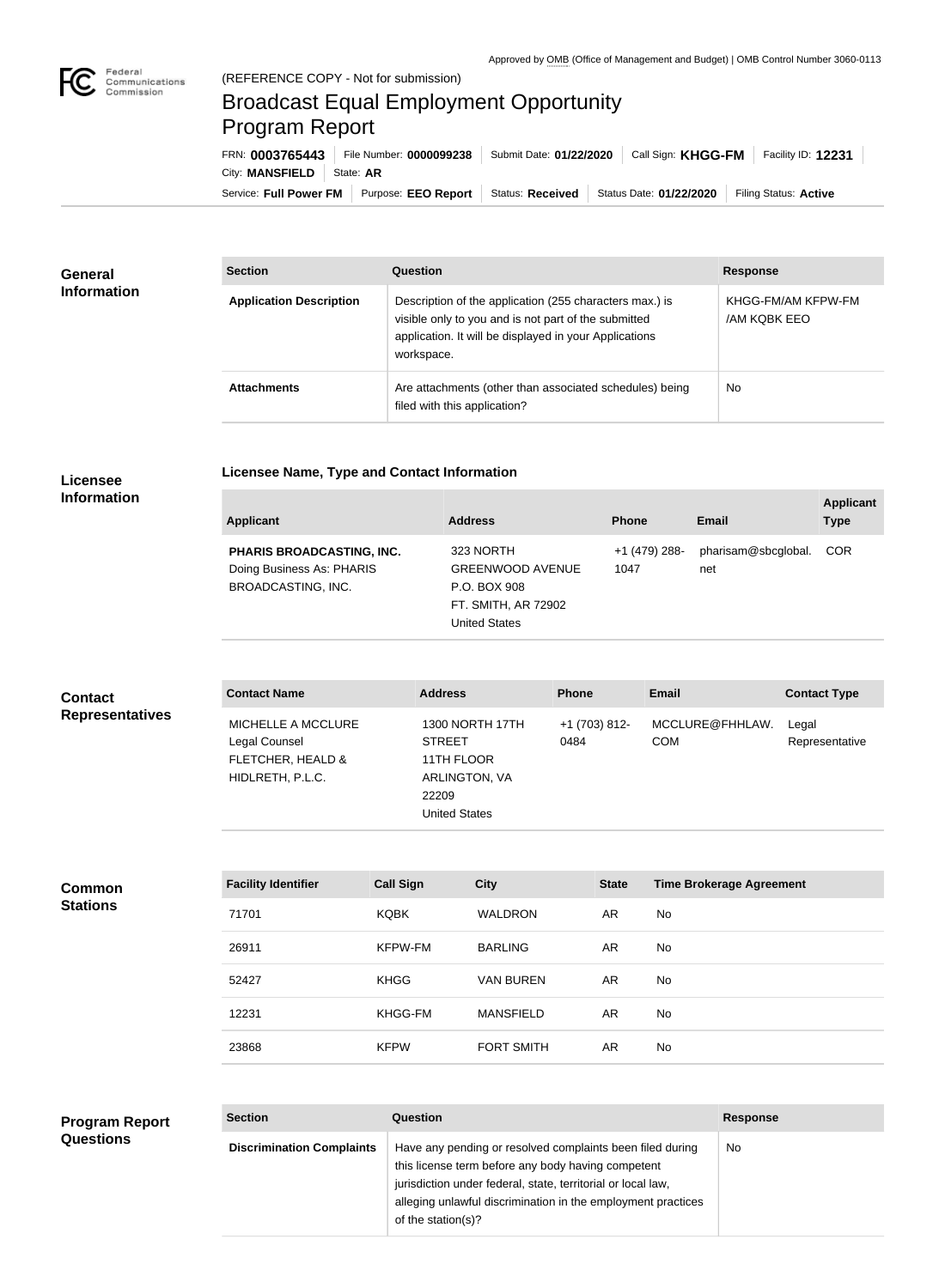Approved by OMB (Office of Management and Budget) | OMB Control Number 3060-0113

(REFERENCE COPY - Not for submission)

# Broadcast Equal Employment Opportunity Program Report

FRN: **0003765443** | File Number: **0000099238** | Submit Date: **01/22/2020** | Call Sign: **KHGG-FM** | Facility ID: **12231** | City: **MANSFIELD** | State: **AR**

Service: **Full Power FM** | Purpose: **EEO Report** | Status: **Received** | Status Date: **01/22/2020** | Filing Status: **Active**

## General Information

| Section | Question | Response |
| --- | --- | --- |
| **Application Description** | Description of the application (255 characters max.) is visible only to you and is not part of the submitted application. It will be displayed in your Applications workspace. | KHGG-FM/AM KFPW-FM /AM KQBK EEO |
| **Attachments** | Are attachments (other than associated schedules) being filed with this application? | No |

## Licensee Information

### Licensee Name, Type and Contact Information

| Applicant | Address | Phone | Email | Applicant Type |
| --- | --- | --- | --- | --- |
| **PHARIS BROADCASTING, INC.** Doing Business As: PHARIS BROADCASTING, INC. | 323 NORTH GREENWOOD AVENUE P.O. BOX 908 FT. SMITH, AR 72902 United States | +1 (479) 288-1047 | pharisam@sbcglobal.net | COR |

## Contact Representatives

| Contact Name | Address | Phone | Email | Contact Type |
| --- | --- | --- | --- | --- |
| MICHELLE A MCCLURE Legal Counsel FLETCHER, HEALD & HIDLRETH, P.L.C. | 1300 NORTH 17TH STREET 11TH FLOOR ARLINGTON, VA 22209 United States | +1 (703) 812-0484 | MCCLURE@FHHLAW.COM | Legal Representative |

## Common Stations

| Facility Identifier | Call Sign | City | State | Time Brokerage Agreement |
| --- | --- | --- | --- | --- |
| 71701 | KQBK | WALDRON | AR | No |
| 26911 | KFPW-FM | BARLING | AR | No |
| 52427 | KHGG | VAN BUREN | AR | No |
| 12231 | KHGG-FM | MANSFIELD | AR | No |
| 23868 | KFPW | FORT SMITH | AR | No |

## Program Report Questions

| Section | Question | Response |
| --- | --- | --- |
| **Discrimination Complaints** | Have any pending or resolved complaints been filed during this license term before any body having competent jurisdiction under federal, state, territorial or local law, alleging unlawful discrimination in the employment practices of the station(s)? | No |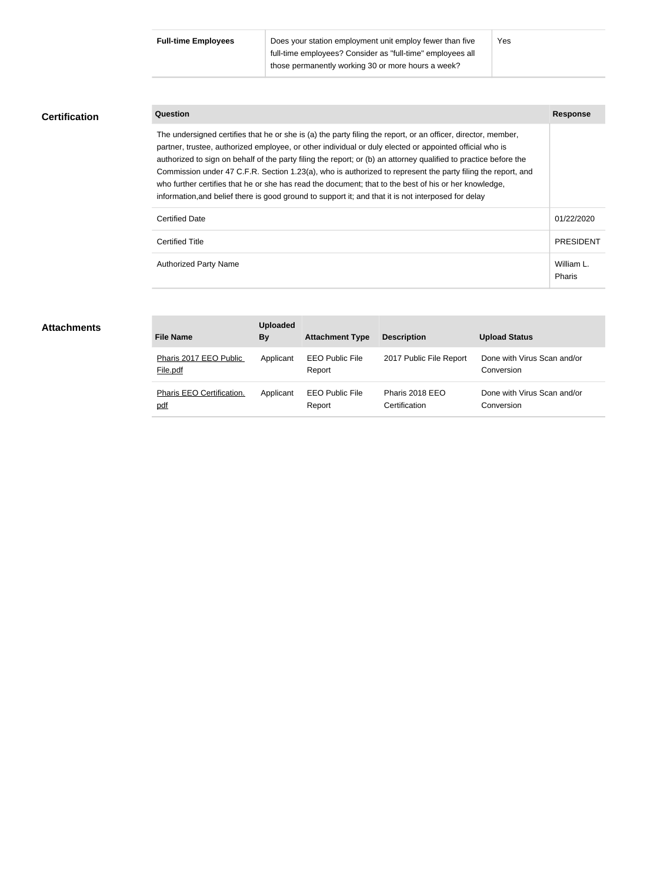| | | |
|---|---|---|
| **Full-time Employees** | Does your station employment unit employ fewer than five full-time employees? Consider as "full-time" employees all those permanently working 30 or more hours a week? | Yes |

## Certification

| Question | Response |
|---|---|
| The undersigned certifies that he or she is (a) the party filing the report, or an officer, director, member, partner, trustee, authorized employee, or other individual or duly elected or appointed official who is authorized to sign on behalf of the party filing the report; or (b) an attorney qualified to practice before the Commission under 47 C.F.R. Section 1.23(a), who is authorized to represent the party filing the report, and who further certifies that he or she has read the document; that to the best of his or her knowledge, information,and belief there is good ground to support it; and that it is not interposed for delay | |
| Certified Date | 01/22/2020 |
| Certified Title | PRESIDENT |
| Authorized Party Name | William L. Pharis |

## Attachments

| File Name | Uploaded By | Attachment Type | Description | Upload Status |
|---|---|---|---|---|
| Pharis 2017 EEO Public File.pdf | Applicant | EEO Public File Report | 2017 Public File Report | Done with Virus Scan and/or Conversion |
| Pharis EEO Certification.pdf | Applicant | EEO Public File Report | Pharis 2018 EEO Certification | Done with Virus Scan and/or Conversion |